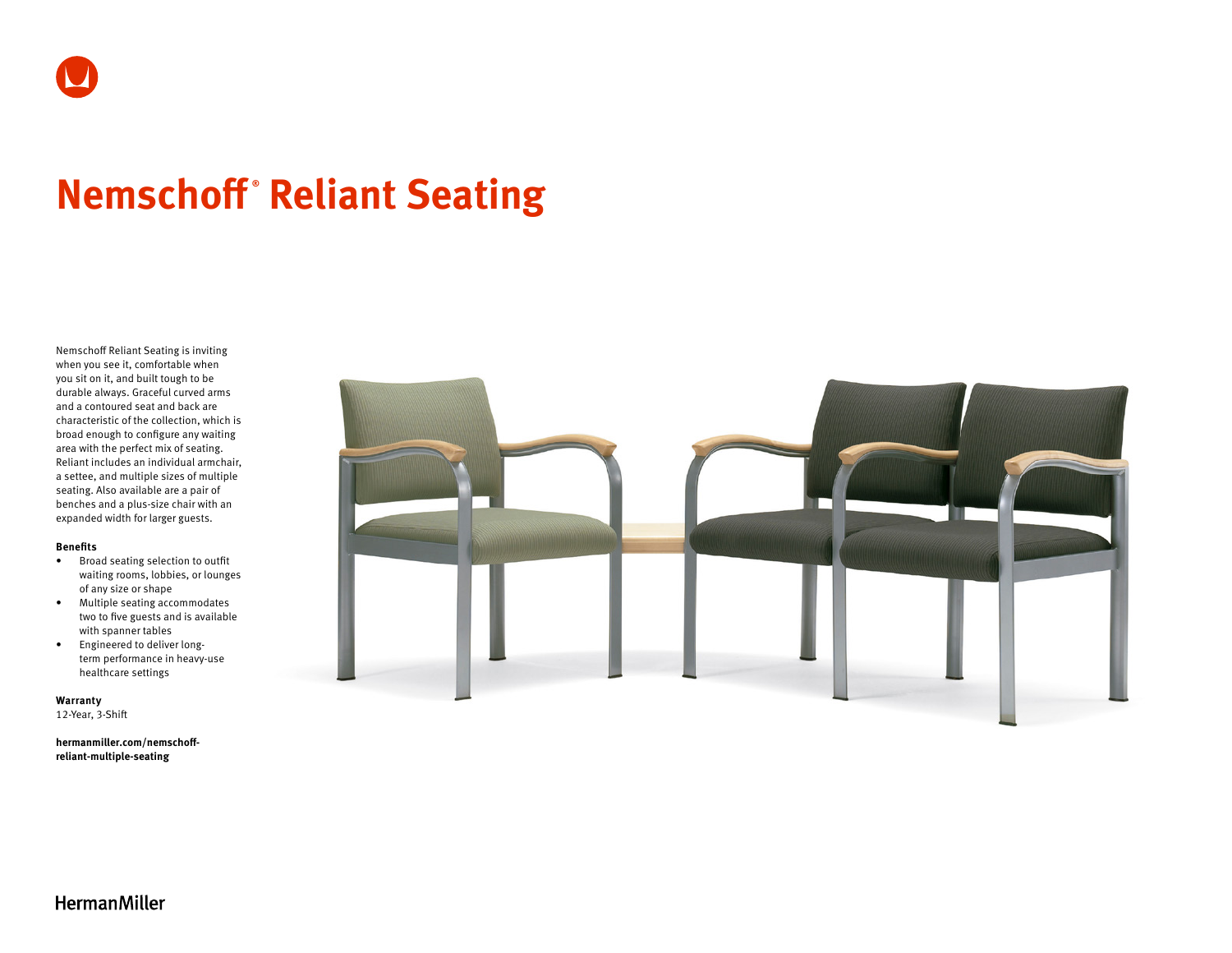# Nemschoff® Reliant Seating

Nemschoff Reliant Seating is inviting when you see it, comfortable when you sit on it, and built tough to be durable always. Graceful curved arms and a contoured seat and back are characteristic of the collection, which is broad enough to configure any waiting area with the perfect mix of seating. Reliant includes an individual armchair, a settee, and multiple sizes of multiple seating. Also available are a pair of benches and a plus-size chair with an expanded width for larger guests.

**Benefits**

- Broad seating selection to outfit waiting rooms, lobbies, or lounges of any size or shape
- Multiple seating accommodates two to five guests and is available with spanner tables
- Engineered to deliver long-term performance in heavy-use healthcare settings

**Warranty**
12-Year, 3-Shift

**hermanmiller.com/nemschoff-reliant-multiple-seating**

HermanMiller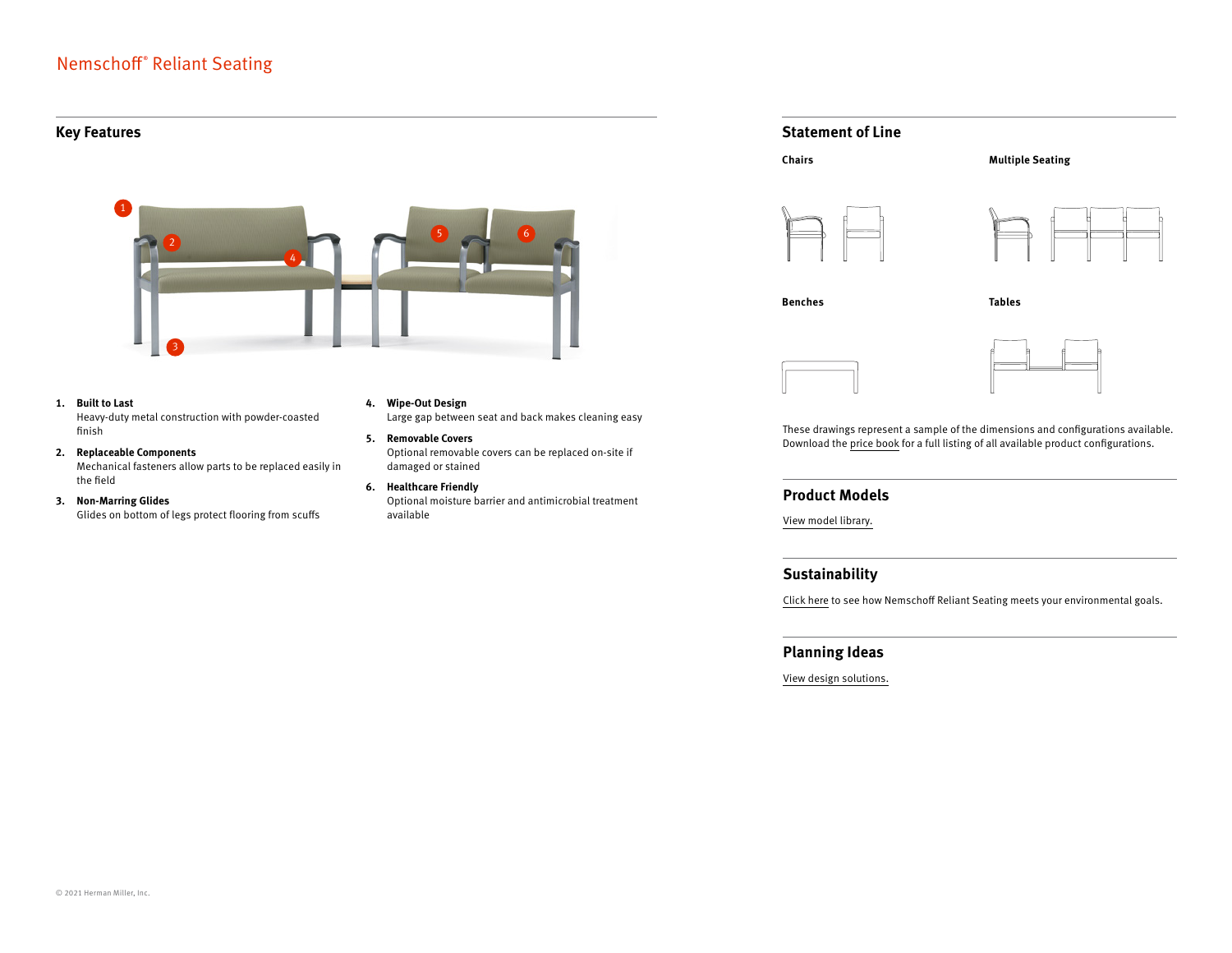# Nemschoff® Reliant Seating

## Key Features

1. **Built to Last**
   Heavy-duty metal construction with powder-coasted finish
2. **Replaceable Components**
   Mechanical fasteners allow parts to be replaced easily in the field
3. **Non-Marring Glides**
   Glides on bottom of legs protect flooring from scuffs
4. **Wipe-Out Design**
   Large gap between seat and back makes cleaning easy
5. **Removable Covers**
   Optional removable covers can be replaced on-site if damaged or stained
6. **Healthcare Friendly**
   Optional moisture barrier and antimicrobial treatment available

## Statement of Line

**Chairs**

**Multiple Seating**

**Benches**

**Tables**

These drawings represent a sample of the dimensions and configurations available. Download the price book for a full listing of all available product configurations.

## Product Models

View model library.

## Sustainability

Click here to see how Nemschoff Reliant Seating meets your environmental goals.

## Planning Ideas

View design solutions.

© 2021 Herman Miller, Inc.